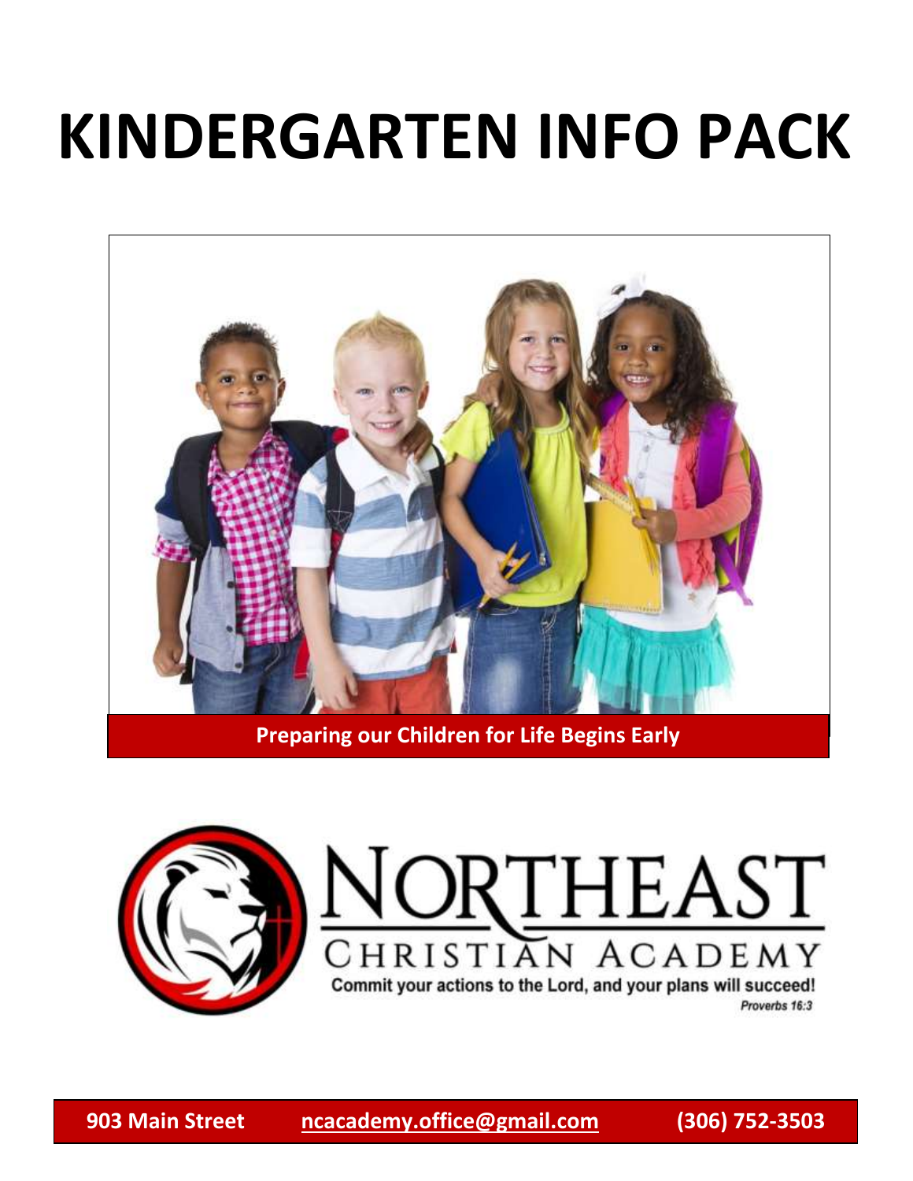# KINDERGARTEN INFO PACK

**Preparing our Children for Life Begins Early**

NORTHEAST

CHRISTIAN ACADEMY

Commit your actions to the Lord, and your plans will succeed!

*Proverbs 16:3*

**903 Main Street** **ncacademy.office@gmail.com** **(306) 752-3503**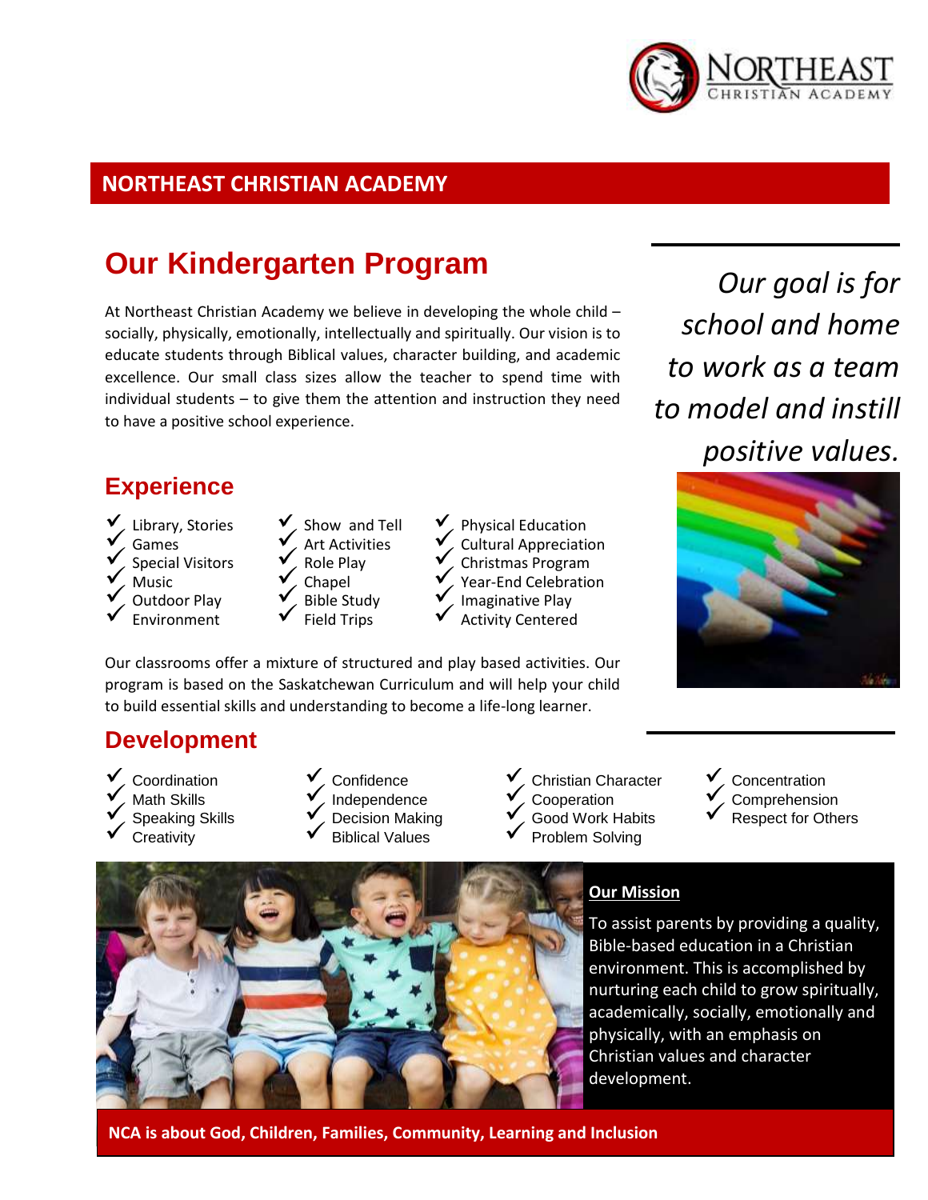# NORTHEAST CHRISTIAN ACADEMY

## Our Kindergarten Program

At Northeast Christian Academy we believe in developing the whole child – socially, physically, emotionally, intellectually and spiritually. Our vision is to educate students through Biblical values, character building, and academic excellence. Our small class sizes allow the teacher to spend time with individual students – to give them the attention and instruction they need to have a positive school experience.

*Our goal is for school and home to work as a team to model and instill positive values.*

## Experience

- ✓ Library, Stories
- ✓ Games
- ✓ Special Visitors
- ✓ Music
- ✓ Outdoor Play
- ✓ Environment
- ✓ Show and Tell
- ✓ Art Activities
- ✓ Role Play
- ✓ Chapel
- ✓ Bible Study
- ✓ Field Trips
- ✓ Physical Education
- ✓ Cultural Appreciation
- ✓ Christmas Program
- ✓ Year-End Celebration
- ✓ Imaginative Play
- ✓ Activity Centered

Our classrooms offer a mixture of structured and play based activities. Our program is based on the Saskatchewan Curriculum and will help your child to build essential skills and understanding to become a life-long learner.

## Development

- ✓ Coordination
- ✓ Math Skills
- ✓ Speaking Skills
- ✓ Creativity
- ✓ Confidence
- ✓ Independence
- ✓ Decision Making
- ✓ Biblical Values
- ✓ Christian Character
- ✓ Cooperation
- ✓ Good Work Habits
- ✓ Problem Solving
- ✓ Concentration
- ✓ Comprehension
- ✓ Respect for Others

**Our Mission**

To assist parents by providing a quality, Bible-based education in a Christian environment. This is accomplished by nurturing each child to grow spiritually, academically, socially, emotionally and physically, with an emphasis on Christian values and character development.

**NCA is about God, Children, Families, Community, Learning and Inclusion**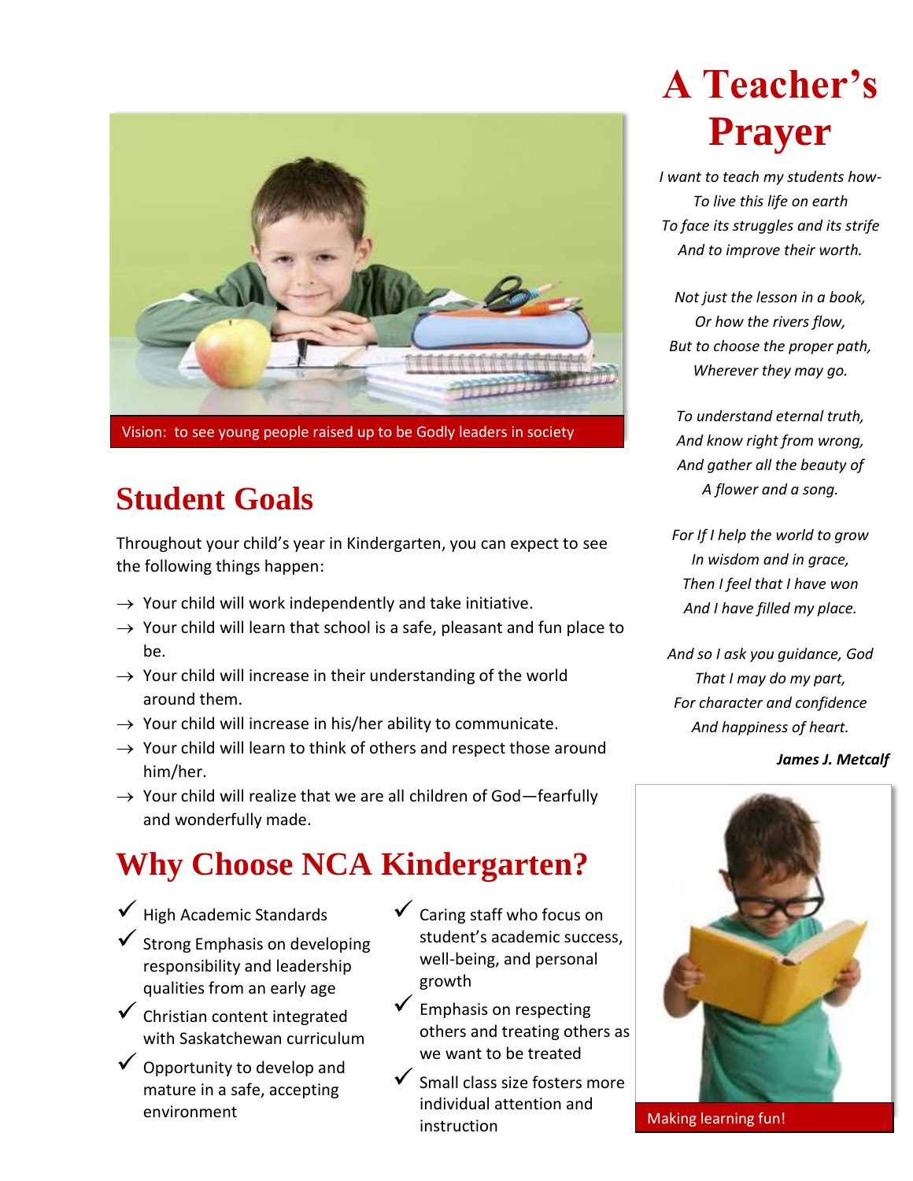Vision: to see young people raised up to be Godly leaders in society

## Student Goals

Throughout your child's year in Kindergarten, you can expect to see the following things happen:

→ Your child will work independently and take initiative.
→ Your child will learn that school is a safe, pleasant and fun place to be.
→ Your child will increase in their understanding of the world around them.
→ Your child will increase in his/her ability to communicate.
→ Your child will learn to think of others and respect those around him/her.
→ Your child will realize that we are all children of God—fearfully and wonderfully made.

## Why Choose NCA Kindergarten?

- ✓ High Academic Standards
- ✓ Strong Emphasis on developing responsibility and leadership qualities from an early age
- ✓ Christian content integrated with Saskatchewan curriculum
- ✓ Opportunity to develop and mature in a safe, accepting environment
- ✓ Caring staff who focus on student's academic success, well-being, and personal growth
- ✓ Emphasis on respecting others and treating others as we want to be treated
- ✓ Small class size fosters more individual attention and instruction

# A Teacher's Prayer

*I want to teach my students how-*
*To live this life on earth*
*To face its struggles and its strife*
*And to improve their worth.*

*Not just the lesson in a book,*
*Or how the rivers flow,*
*But to choose the proper path,*
*Wherever they may go.*

*To understand eternal truth,*
*And know right from wrong,*
*And gather all the beauty of*
*A flower and a song.*

*For If I help the world to grow*
*In wisdom and in grace,*
*Then I feel that I have won*
*And I have filled my place.*

*And so I ask you guidance, God*
*That I may do my part,*
*For character and confidence*
*And happiness of heart.*

***James J. Metcalf***

Making learning fun!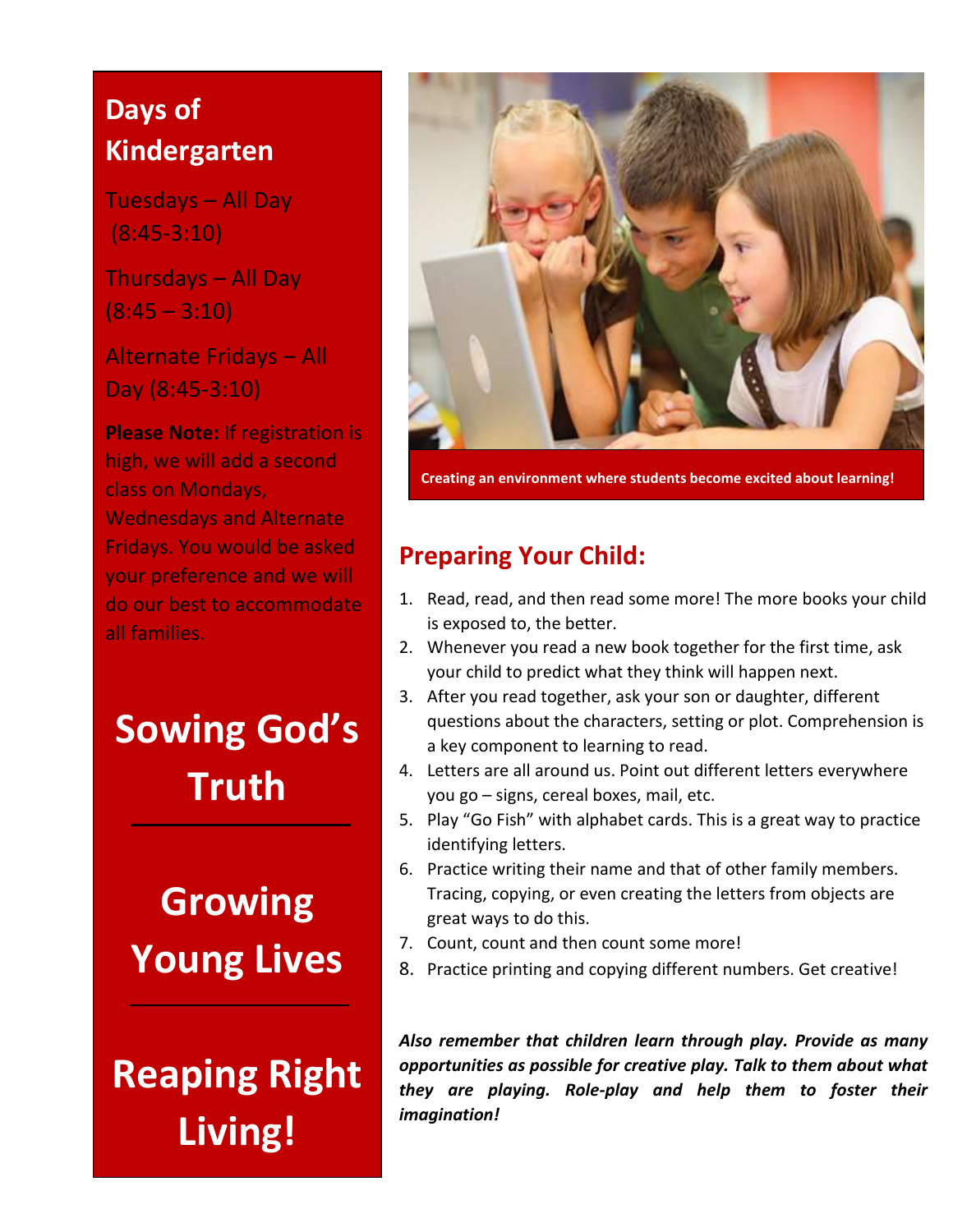## Days of Kindergarten

Tuesdays – All Day (8:45-3:10)

Thursdays – All Day (8:45 – 3:10)

Alternate Fridays – All Day (8:45-3:10)

**Please Note:** If registration is high, we will add a second class on Mondays, Wednesdays and Alternate Fridays. You would be asked your preference and we will do our best to accommodate all families.

**Sowing God's Truth**

---

**Growing Young Lives**

---

**Reaping Right Living!**

**Creating an environment where students become excited about learning!**

## Preparing Your Child:

1. Read, read, and then read some more! The more books your child is exposed to, the better.
2. Whenever you read a new book together for the first time, ask your child to predict what they think will happen next.
3. After you read together, ask your son or daughter, different questions about the characters, setting or plot. Comprehension is a key component to learning to read.
4. Letters are all around us. Point out different letters everywhere you go – signs, cereal boxes, mail, etc.
5. Play "Go Fish" with alphabet cards. This is a great way to practice identifying letters.
6. Practice writing their name and that of other family members. Tracing, copying, or even creating the letters from objects are great ways to do this.
7. Count, count and then count some more!
8. Practice printing and copying different numbers. Get creative!

***Also remember that children learn through play. Provide as many opportunities as possible for creative play. Talk to them about what they are playing. Role-play and help them to foster their imagination!***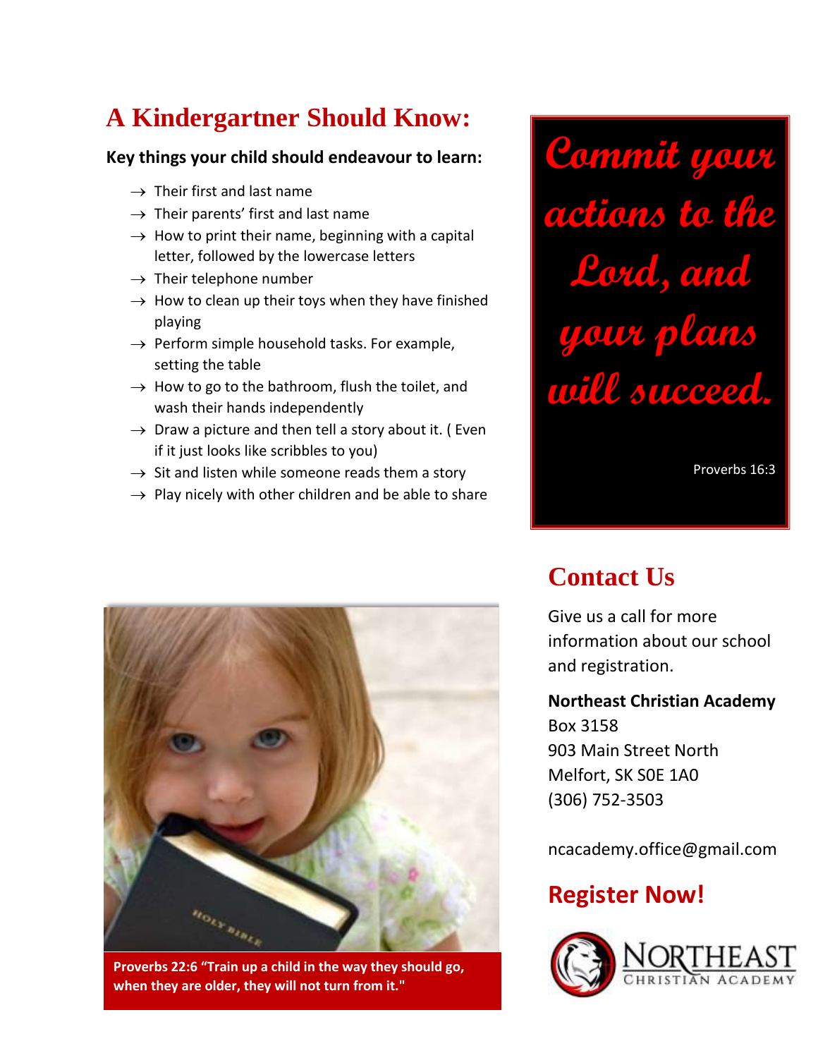# A Kindergartner Should Know:

**Key things your child should endeavour to learn:**

- → Their first and last name
- → Their parents' first and last name
- → How to print their name, beginning with a capital letter, followed by the lowercase letters
- → Their telephone number
- → How to clean up their toys when they have finished playing
- → Perform simple household tasks. For example, setting the table
- → How to go to the bathroom, flush the toilet, and wash their hands independently
- → Draw a picture and then tell a story about it. ( Even if it just looks like scribbles to you)
- → Sit and listen while someone reads them a story
- → Play nicely with other children and be able to share

*Commit your actions to the Lord, and your plans will succeed.*

Proverbs 16:3

**Proverbs 22:6 "Train up a child in the way they should go, when they are older, they will not turn from it."**

## Contact Us

Give us a call for more information about our school and registration.

**Northeast Christian Academy**
Box 3158
903 Main Street North
Melfort, SK S0E 1A0
(306) 752-3503

ncacademy.office@gmail.com

## Register Now!

NORTHEAST CHRISTIAN ACADEMY